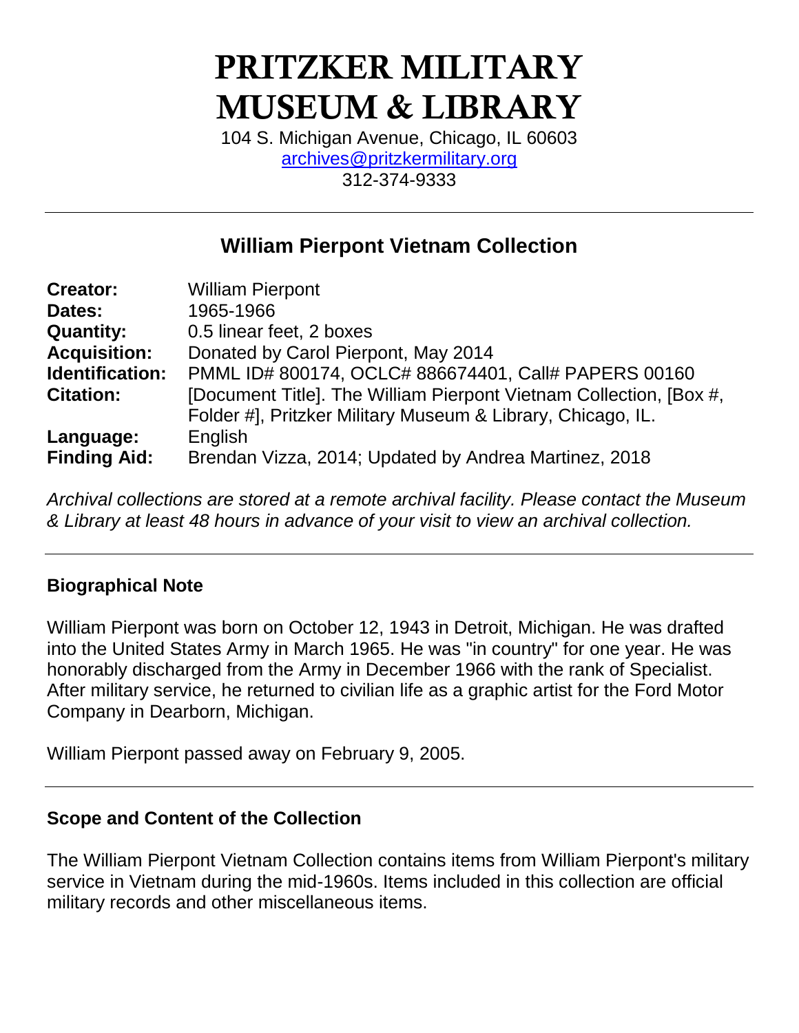# PRITZKER MILITARY MUSEUM & LIBRARY

104 S. Michigan Avenue, Chicago, IL 60603
archives@pritzkermilitary.org
312-374-9333

---

## William Pierpont Vietnam Collection

**Creator:** William Pierpont
**Dates:** 1965-1966
**Quantity:** 0.5 linear feet, 2 boxes
**Acquisition:** Donated by Carol Pierpont, May 2014
**Identification:** PMML ID# 800174, OCLC# 886674401, Call# PAPERS 00160
**Citation:** [Document Title]. The William Pierpont Vietnam Collection, [Box #, Folder #], Pritzker Military Museum & Library, Chicago, IL.
**Language:** English
**Finding Aid:** Brendan Vizza, 2014; Updated by Andrea Martinez, 2018

*Archival collections are stored at a remote archival facility. Please contact the Museum & Library at least 48 hours in advance of your visit to view an archival collection.*

---

### Biographical Note

William Pierpont was born on October 12, 1943 in Detroit, Michigan. He was drafted into the United States Army in March 1965. He was "in country" for one year. He was honorably discharged from the Army in December 1966 with the rank of Specialist. After military service, he returned to civilian life as a graphic artist for the Ford Motor Company in Dearborn, Michigan.

William Pierpont passed away on February 9, 2005.

---

### Scope and Content of the Collection

The William Pierpont Vietnam Collection contains items from William Pierpont's military service in Vietnam during the mid-1960s. Items included in this collection are official military records and other miscellaneous items.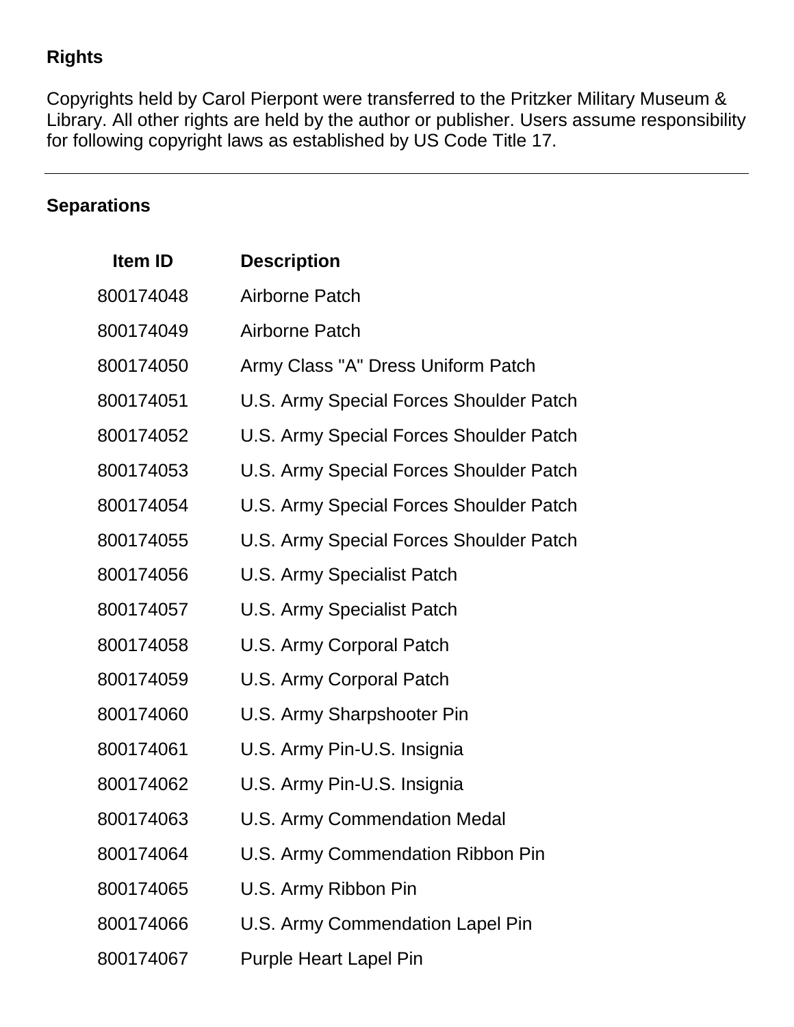## Rights

Copyrights held by Carol Pierpont were transferred to the Pritzker Military Museum & Library. All other rights are held by the author or publisher. Users assume responsibility for following copyright laws as established by US Code Title 17.

---

## Separations

| Item ID | Description |
|---|---|
| 800174048 | Airborne Patch |
| 800174049 | Airborne Patch |
| 800174050 | Army Class "A" Dress Uniform Patch |
| 800174051 | U.S. Army Special Forces Shoulder Patch |
| 800174052 | U.S. Army Special Forces Shoulder Patch |
| 800174053 | U.S. Army Special Forces Shoulder Patch |
| 800174054 | U.S. Army Special Forces Shoulder Patch |
| 800174055 | U.S. Army Special Forces Shoulder Patch |
| 800174056 | U.S. Army Specialist Patch |
| 800174057 | U.S. Army Specialist Patch |
| 800174058 | U.S. Army Corporal Patch |
| 800174059 | U.S. Army Corporal Patch |
| 800174060 | U.S. Army Sharpshooter Pin |
| 800174061 | U.S. Army Pin-U.S. Insignia |
| 800174062 | U.S. Army Pin-U.S. Insignia |
| 800174063 | U.S. Army Commendation Medal |
| 800174064 | U.S. Army Commendation Ribbon Pin |
| 800174065 | U.S. Army Ribbon Pin |
| 800174066 | U.S. Army Commendation Lapel Pin |
| 800174067 | Purple Heart Lapel Pin |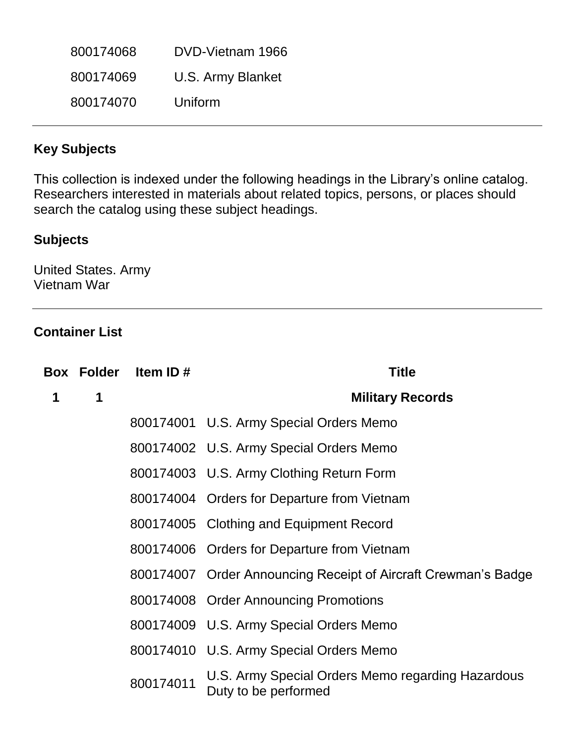| | |
|---|---|
| 800174068 | DVD-Vietnam 1966 |
| 800174069 | U.S. Army Blanket |
| 800174070 | Uniform |

---

## Key Subjects

This collection is indexed under the following headings in the Library's online catalog. Researchers interested in materials about related topics, persons, or places should search the catalog using these subject headings.

### Subjects

United States. Army
Vietnam War

---

## Container List

| Box | Folder | Item ID # | Title |
|---|---|---|---|
| **1** | **1** | | **Military Records** |
| | | 800174001 | U.S. Army Special Orders Memo |
| | | 800174002 | U.S. Army Special Orders Memo |
| | | 800174003 | U.S. Army Clothing Return Form |
| | | 800174004 | Orders for Departure from Vietnam |
| | | 800174005 | Clothing and Equipment Record |
| | | 800174006 | Orders for Departure from Vietnam |
| | | 800174007 | Order Announcing Receipt of Aircraft Crewman's Badge |
| | | 800174008 | Order Announcing Promotions |
| | | 800174009 | U.S. Army Special Orders Memo |
| | | 800174010 | U.S. Army Special Orders Memo |
| | | 800174011 | U.S. Army Special Orders Memo regarding Hazardous Duty to be performed |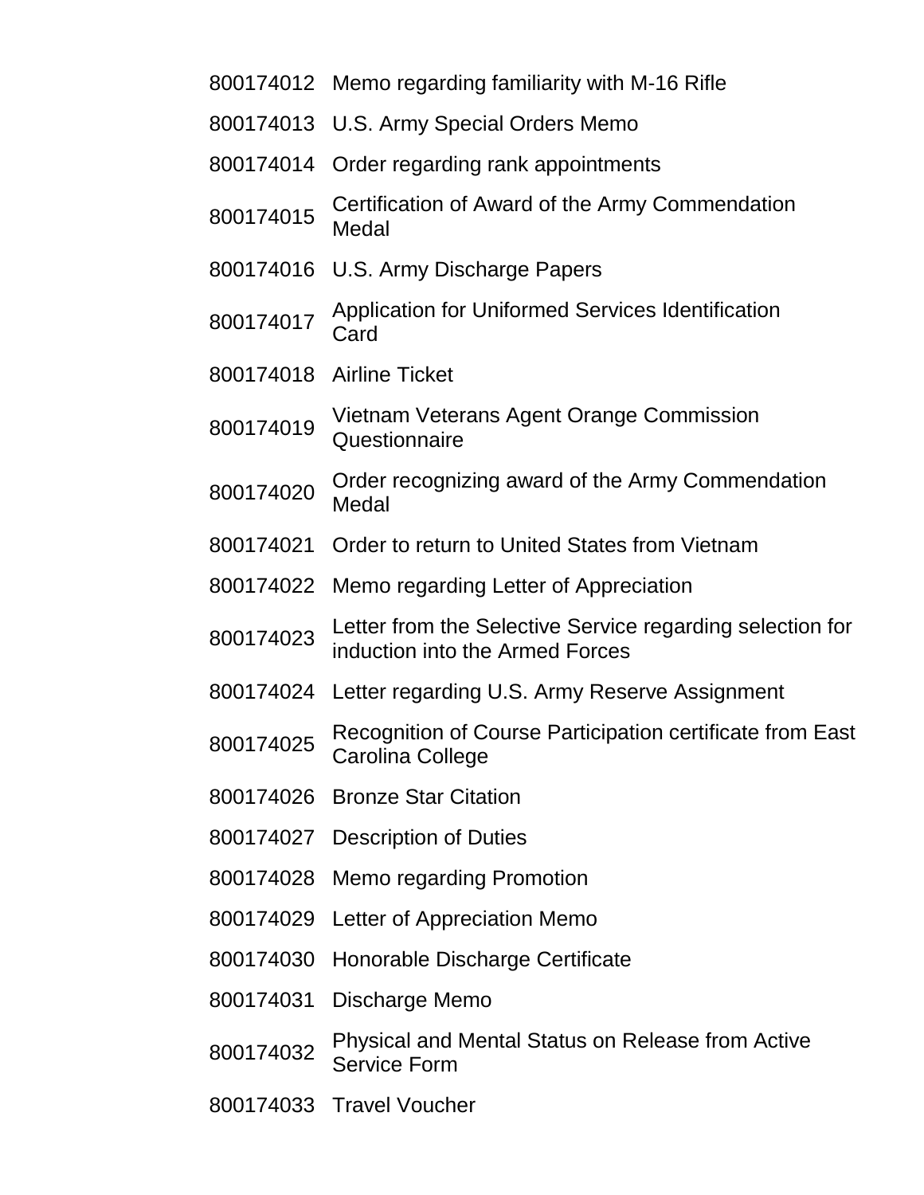| | |
|---|---|
| 800174012 | Memo regarding familiarity with M-16 Rifle |
| 800174013 | U.S. Army Special Orders Memo |
| 800174014 | Order regarding rank appointments |
| 800174015 | Certification of Award of the Army Commendation Medal |
| 800174016 | U.S. Army Discharge Papers |
| 800174017 | Application for Uniformed Services Identification Card |
| 800174018 | Airline Ticket |
| 800174019 | Vietnam Veterans Agent Orange Commission Questionnaire |
| 800174020 | Order recognizing award of the Army Commendation Medal |
| 800174021 | Order to return to United States from Vietnam |
| 800174022 | Memo regarding Letter of Appreciation |
| 800174023 | Letter from the Selective Service regarding selection for induction into the Armed Forces |
| 800174024 | Letter regarding U.S. Army Reserve Assignment |
| 800174025 | Recognition of Course Participation certificate from East Carolina College |
| 800174026 | Bronze Star Citation |
| 800174027 | Description of Duties |
| 800174028 | Memo regarding Promotion |
| 800174029 | Letter of Appreciation Memo |
| 800174030 | Honorable Discharge Certificate |
| 800174031 | Discharge Memo |
| 800174032 | Physical and Mental Status on Release from Active Service Form |
| 800174033 | Travel Voucher |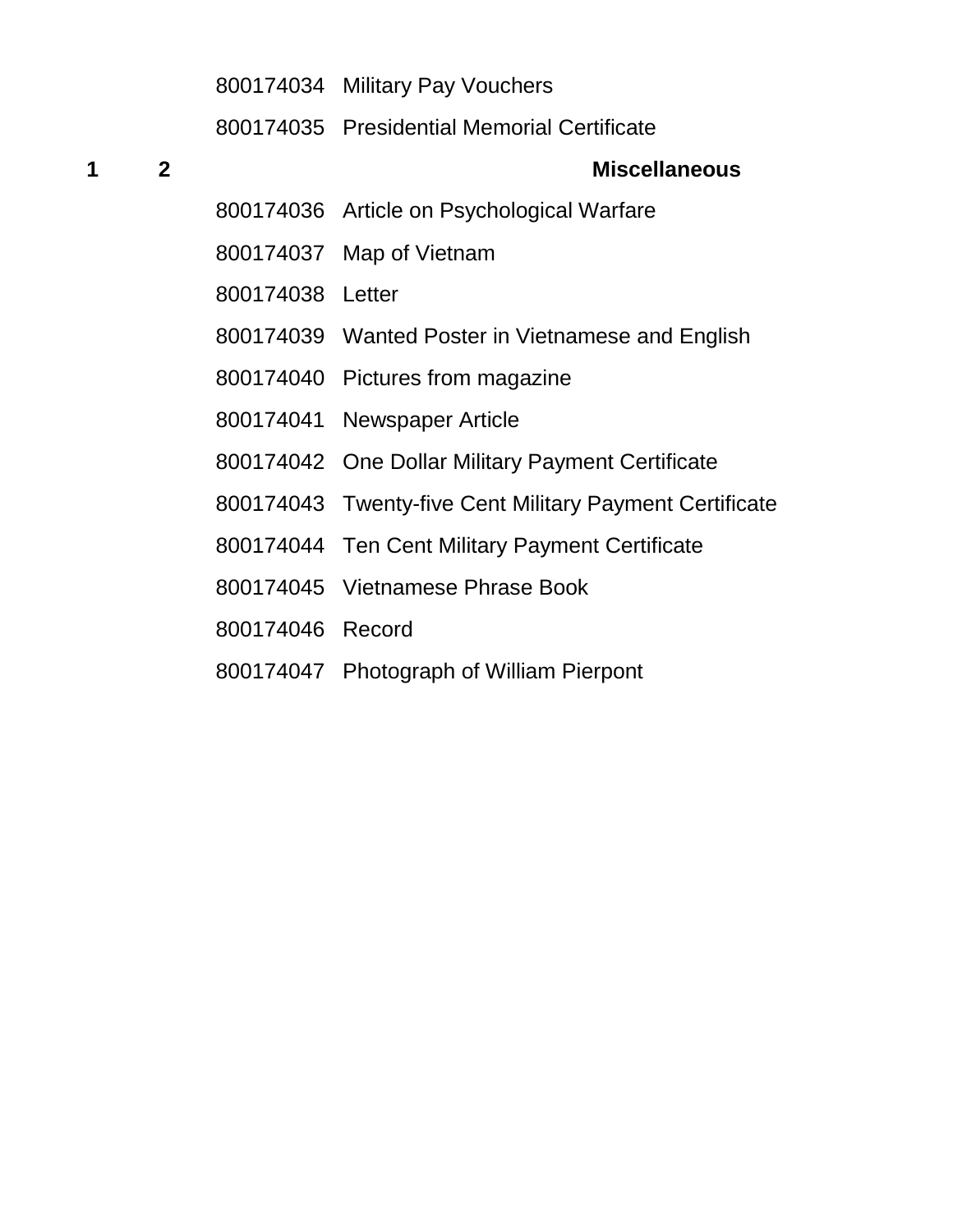| | | | |
|---|---|---|---|
| | | 800174034 | Military Pay Vouchers |
| | | 800174035 | Presidential Memorial Certificate |
| **1** | **2** | | **Miscellaneous** |
| | | 800174036 | Article on Psychological Warfare |
| | | 800174037 | Map of Vietnam |
| | | 800174038 | Letter |
| | | 800174039 | Wanted Poster in Vietnamese and English |
| | | 800174040 | Pictures from magazine |
| | | 800174041 | Newspaper Article |
| | | 800174042 | One Dollar Military Payment Certificate |
| | | 800174043 | Twenty-five Cent Military Payment Certificate |
| | | 800174044 | Ten Cent Military Payment Certificate |
| | | 800174045 | Vietnamese Phrase Book |
| | | 800174046 | Record |
| | | 800174047 | Photograph of William Pierpont |